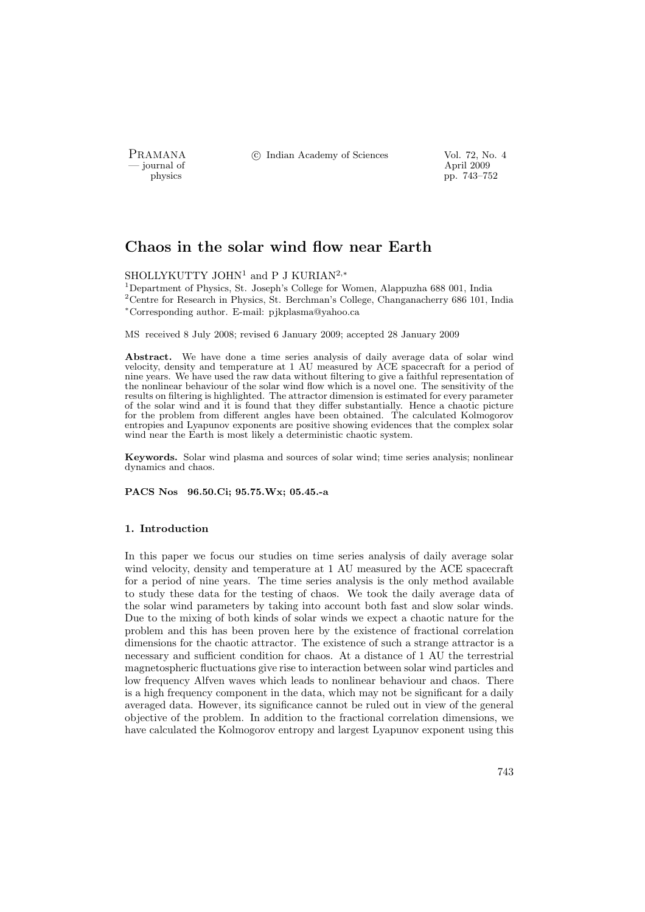# Chaos in the solar wind flow near Earth

SHOLLYKUTTY JOHN[1] and P J KURIAN[2,*]

[1]Department of Physics, St. Joseph's College for Women, Alappuzha 688 001, India
[2]Centre for Research in Physics, St. Berchman's College, Changanacherry 686 101, India
[*]Corresponding author. E-mail: pjkplasma@yahoo.ca

MS received 8 July 2008; revised 6 January 2009; accepted 28 January 2009

**Abstract.** We have done a time series analysis of daily average data of solar wind velocity, density and temperature at 1 AU measured by ACE spacecraft for a period of nine years. We have used the raw data without filtering to give a faithful representation of the nonlinear behaviour of the solar wind flow which is a novel one. The sensitivity of the results on filtering is highlighted. The attractor dimension is estimated for every parameter of the solar wind and it is found that they differ substantially. Hence a chaotic picture for the problem from different angles have been obtained. The calculated Kolmogorov entropies and Lyapunov exponents are positive showing evidences that the complex solar wind near the Earth is most likely a deterministic chaotic system.

**Keywords.** Solar wind plasma and sources of solar wind; time series analysis; nonlinear dynamics and chaos.

**PACS Nos 96.50.Ci; 95.75.Wx; 05.45.-a**

## 1. Introduction

In this paper we focus our studies on time series analysis of daily average solar wind velocity, density and temperature at 1 AU measured by the ACE spacecraft for a period of nine years. The time series analysis is the only method available to study these data for the testing of chaos. We took the daily average data of the solar wind parameters by taking into account both fast and slow solar winds. Due to the mixing of both kinds of solar winds we expect a chaotic nature for the problem and this has been proven here by the existence of fractional correlation dimensions for the chaotic attractor. The existence of such a strange attractor is a necessary and sufficient condition for chaos. At a distance of 1 AU the terrestrial magnetospheric fluctuations give rise to interaction between solar wind particles and low frequency Alfven waves which leads to nonlinear behaviour and chaos. There is a high frequency component in the data, which may not be significant for a daily averaged data. However, its significance cannot be ruled out in view of the general objective of the problem. In addition to the fractional correlation dimensions, we have calculated the Kolmogorov entropy and largest Lyapunov exponent using this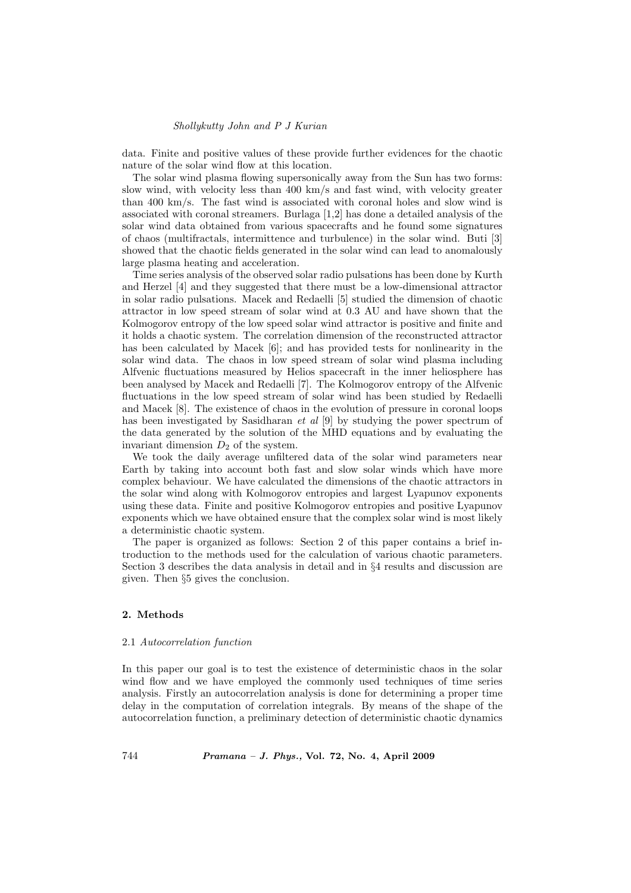data. Finite and positive values of these provide further evidences for the chaotic nature of the solar wind flow at this location.

The solar wind plasma flowing supersonically away from the Sun has two forms: slow wind, with velocity less than 400 km/s and fast wind, with velocity greater than 400 km/s. The fast wind is associated with coronal holes and slow wind is associated with coronal streamers. Burlaga [1,2] has done a detailed analysis of the solar wind data obtained from various spacecrafts and he found some signatures of chaos (multifractals, intermittence and turbulence) in the solar wind. Buti [3] showed that the chaotic fields generated in the solar wind can lead to anomalously large plasma heating and acceleration.

Time series analysis of the observed solar radio pulsations has been done by Kurth and Herzel [4] and they suggested that there must be a low-dimensional attractor in solar radio pulsations. Macek and Redaelli [5] studied the dimension of chaotic attractor in low speed stream of solar wind at 0.3 AU and have shown that the Kolmogorov entropy of the low speed solar wind attractor is positive and finite and it holds a chaotic system. The correlation dimension of the reconstructed attractor has been calculated by Macek [6]; and has provided tests for nonlinearity in the solar wind data. The chaos in low speed stream of solar wind plasma including Alfvenic fluctuations measured by Helios spacecraft in the inner heliosphere has been analysed by Macek and Redaelli [7]. The Kolmogorov entropy of the Alfvenic fluctuations in the low speed stream of solar wind has been studied by Redaelli and Macek [8]. The existence of chaos in the evolution of pressure in coronal loops has been investigated by Sasidharan *et al* [9] by studying the power spectrum of the data generated by the solution of the MHD equations and by evaluating the invariant dimension $D_2$ of the system.

We took the daily average unfiltered data of the solar wind parameters near Earth by taking into account both fast and slow solar winds which have more complex behaviour. We have calculated the dimensions of the chaotic attractors in the solar wind along with Kolmogorov entropies and largest Lyapunov exponents using these data. Finite and positive Kolmogorov entropies and positive Lyapunov exponents which we have obtained ensure that the complex solar wind is most likely a deterministic chaotic system.

The paper is organized as follows: Section 2 of this paper contains a brief introduction to the methods used for the calculation of various chaotic parameters. Section 3 describes the data analysis in detail and in §4 results and discussion are given. Then §5 gives the conclusion.

## 2. Methods

### 2.1 *Autocorrelation function*

In this paper our goal is to test the existence of deterministic chaos in the solar wind flow and we have employed the commonly used techniques of time series analysis. Firstly an autocorrelation analysis is done for determining a proper time delay in the computation of correlation integrals. By means of the shape of the autocorrelation function, a preliminary detection of deterministic chaotic dynamics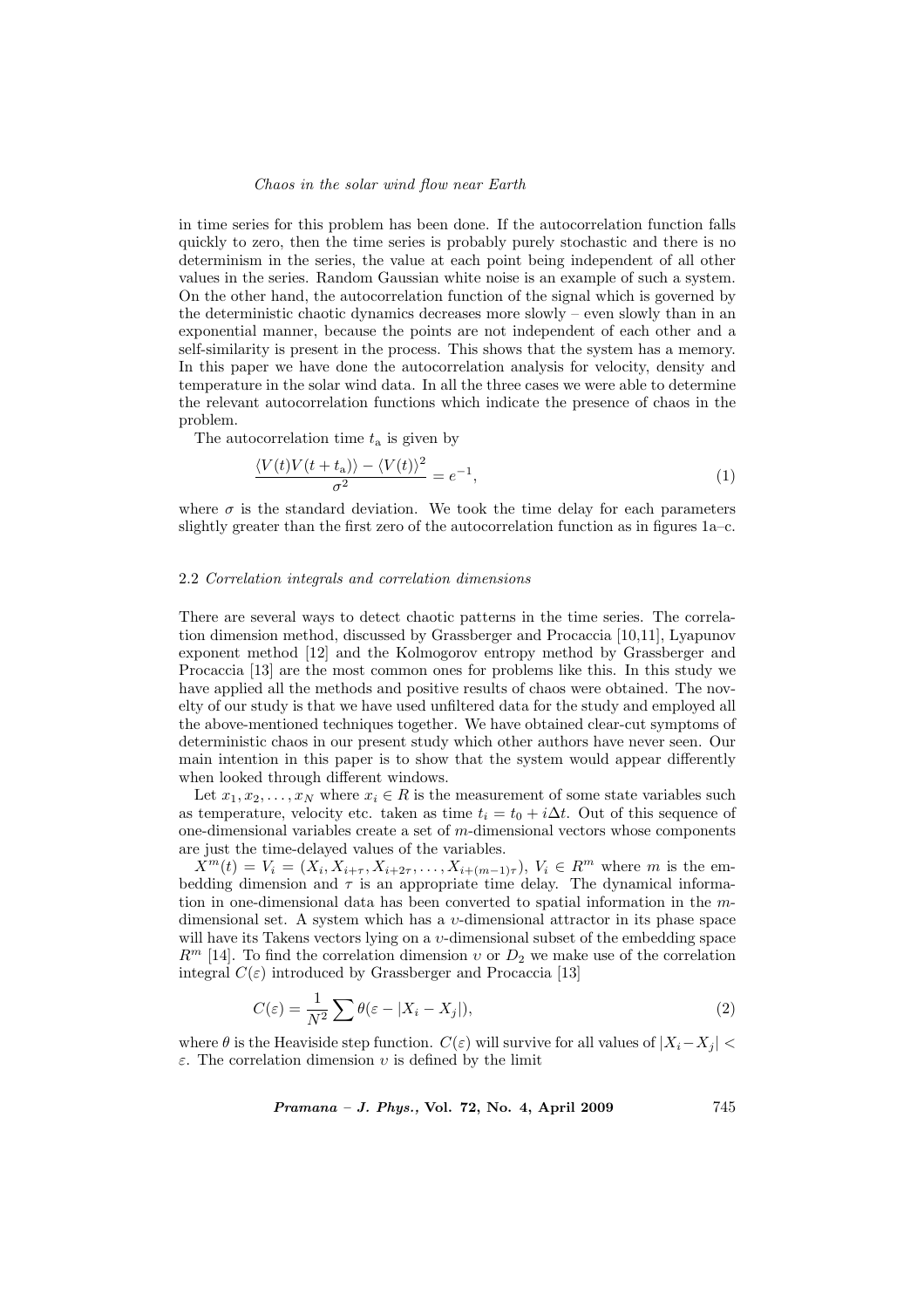in time series for this problem has been done. If the autocorrelation function falls quickly to zero, then the time series is probably purely stochastic and there is no determinism in the series, the value at each point being independent of all other values in the series. Random Gaussian white noise is an example of such a system. On the other hand, the autocorrelation function of the signal which is governed by the deterministic chaotic dynamics decreases more slowly – even slowly than in an exponential manner, because the points are not independent of each other and a self-similarity is present in the process. This shows that the system has a memory. In this paper we have done the autocorrelation analysis for velocity, density and temperature in the solar wind data. In all the three cases we were able to determine the relevant autocorrelation functions which indicate the presence of chaos in the problem.

The autocorrelation time $t_{\mathrm{a}}$ is given by

$$\frac{\langle V(t)V(t+t_{\mathrm{a}})\rangle - \langle V(t)\rangle^2}{\sigma^2} = e^{-1}, \tag{1}$$

where $\sigma$ is the standard deviation. We took the time delay for each parameters slightly greater than the first zero of the autocorrelation function as in figures 1a–c.

### 2.2 *Correlation integrals and correlation dimensions*

There are several ways to detect chaotic patterns in the time series. The correlation dimension method, discussed by Grassberger and Procaccia [10,11], Lyapunov exponent method [12] and the Kolmogorov entropy method by Grassberger and Procaccia [13] are the most common ones for problems like this. In this study we have applied all the methods and positive results of chaos were obtained. The novelty of our study is that we have used unfiltered data for the study and employed all the above-mentioned techniques together. We have obtained clear-cut symptoms of deterministic chaos in our present study which other authors have never seen. Our main intention in this paper is to show that the system would appear differently when looked through different windows.

Let $x_1, x_2, \ldots, x_N$ where $x_i \in R$ is the measurement of some state variables such as temperature, velocity etc. taken as time $t_i = t_0 + i\Delta t$. Out of this sequence of one-dimensional variables create a set of $m$-dimensional vectors whose components are just the time-delayed values of the variables.

$X^m(t) = V_i = (X_i, X_{i+\tau}, X_{i+2\tau}, \ldots, X_{i+(m-1)\tau})$, $V_i \in R^m$ where $m$ is the embedding dimension and $\tau$ is an appropriate time delay. The dynamical information in one-dimensional data has been converted to spatial information in the $m$-dimensional set. A system which has a $\upsilon$-dimensional attractor in its phase space will have its Takens vectors lying on a $\upsilon$-dimensional subset of the embedding space $R^m$ [14]. To find the correlation dimension $\upsilon$ or $D_2$ we make use of the correlation integral $C(\varepsilon)$ introduced by Grassberger and Procaccia [13]

$$C(\varepsilon) = \frac{1}{N^2} \sum \theta(\varepsilon - |X_i - X_j|), \tag{2}$$

where $\theta$ is the Heaviside step function. $C(\varepsilon)$ will survive for all values of $|X_i - X_j| < \varepsilon$. The correlation dimension $\upsilon$ is defined by the limit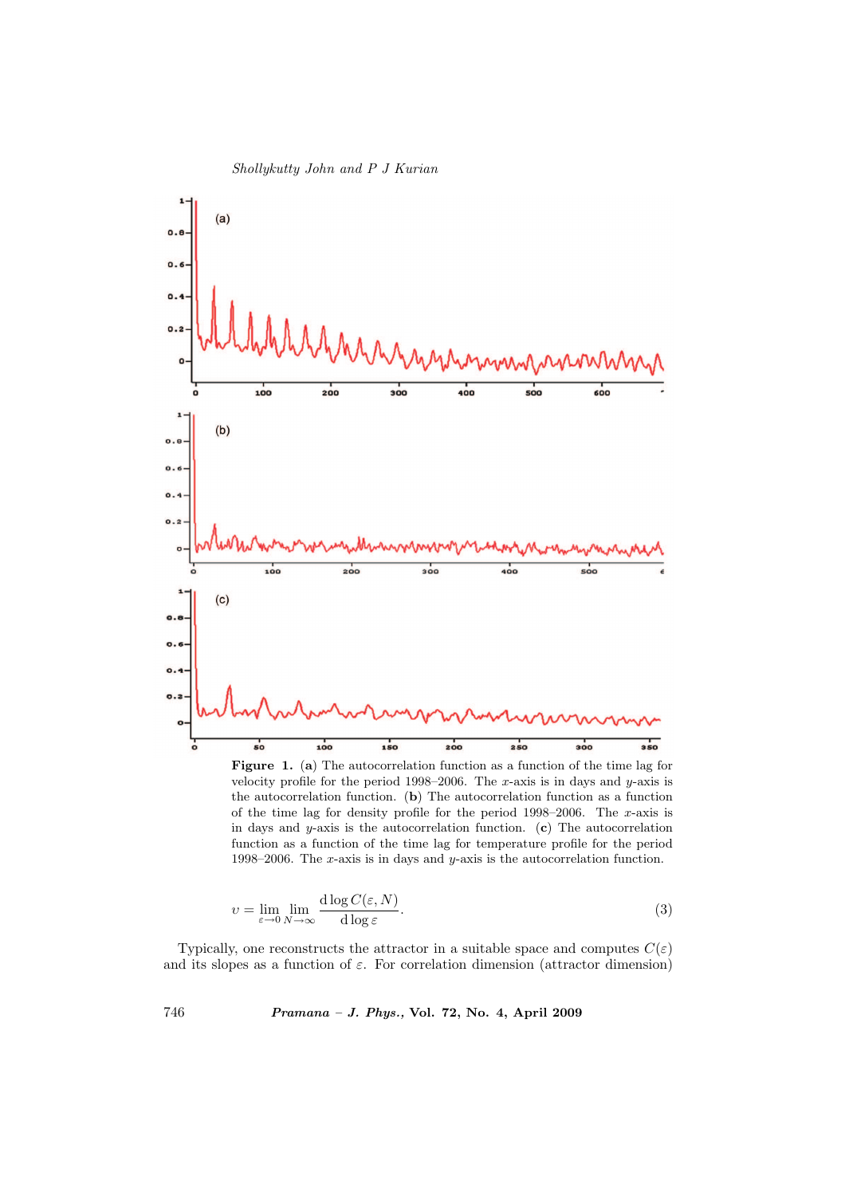**Figure 1.** (**a**) The autocorrelation function as a function of the time lag for velocity profile for the period 1998–2006. The $x$-axis is in days and $y$-axis is the autocorrelation function. (**b**) The autocorrelation function as a function of the time lag for density profile for the period 1998–2006. The $x$-axis is in days and $y$-axis is the autocorrelation function. (**c**) The autocorrelation function as a function of the time lag for temperature profile for the period 1998–2006. The $x$-axis is in days and $y$-axis is the autocorrelation function.

$$\upsilon = \lim_{\varepsilon \to 0} \lim_{N \to \infty} \frac{\mathrm{d} \log C(\varepsilon, N)}{\mathrm{d} \log \varepsilon}. \tag{3}$$

Typically, one reconstructs the attractor in a suitable space and computes $C(\varepsilon)$ and its slopes as a function of $\varepsilon$. For correlation dimension (attractor dimension)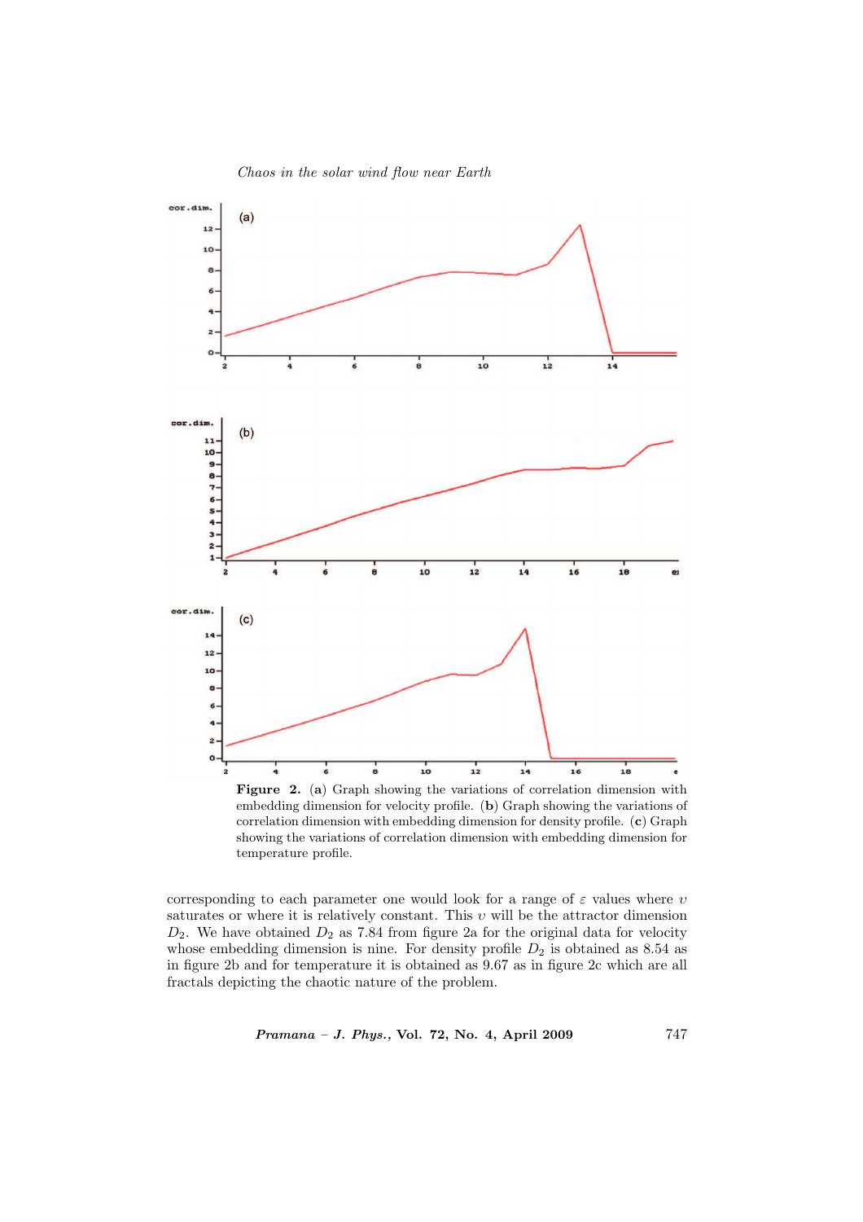**Figure 2.** (**a**) Graph showing the variations of correlation dimension with embedding dimension for velocity profile. (**b**) Graph showing the variations of correlation dimension with embedding dimension for density profile. (**c**) Graph showing the variations of correlation dimension with embedding dimension for temperature profile.

corresponding to each parameter one would look for a range of $\varepsilon$ values where $\upsilon$ saturates or where it is relatively constant. This $\upsilon$ will be the attractor dimension $D_2$. We have obtained $D_2$ as 7.84 from figure 2a for the original data for velocity whose embedding dimension is nine. For density profile $D_2$ is obtained as 8.54 as in figure 2b and for temperature it is obtained as 9.67 as in figure 2c which are all fractals depicting the chaotic nature of the problem.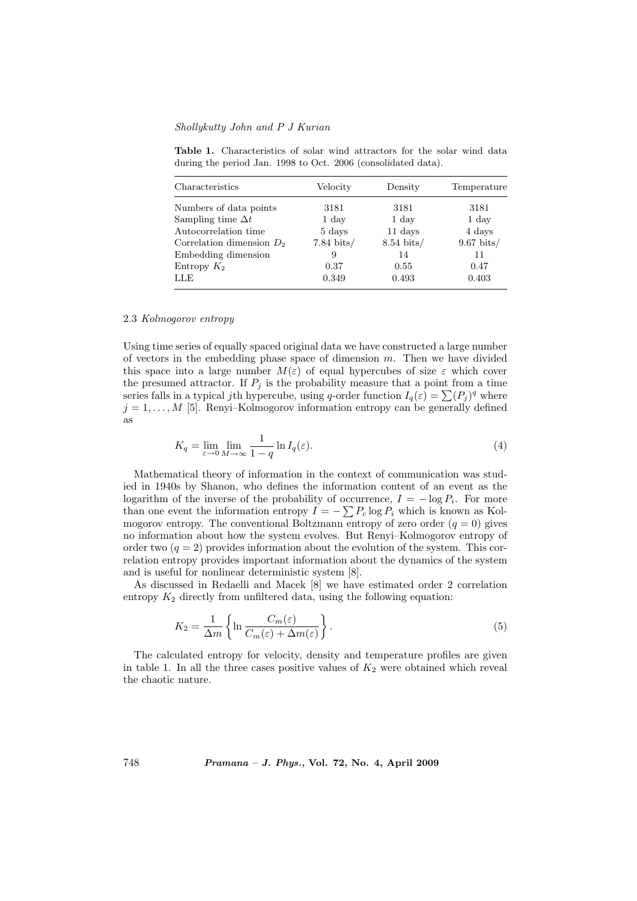**Table 1.** Characteristics of solar wind attractors for the solar wind data during the period Jan. 1998 to Oct. 2006 (consolidated data).

| Characteristics | Velocity | Density | Temperature |
|---|---|---|---|
| Numbers of data points | 3181 | 3181 | 3181 |
| Sampling time $\Delta t$ | 1 day | 1 day | 1 day |
| Autocorrelation time | 5 days | 11 days | 4 days |
| Correlation dimension $D_2$ | 7.84 bits/ | 8.54 bits/ | 9.67 bits/ |
| Embedding dimension | 9 | 14 | 11 |
| Entropy $K_2$ | 0.37 | 0.55 | 0.47 |
| LLE | 0.349 | 0.493 | 0.403 |

### 2.3 *Kolmogorov entropy*

Using time series of equally spaced original data we have constructed a large number of vectors in the embedding phase space of dimension $m$. Then we have divided this space into a large number $M(\varepsilon)$ of equal hypercubes of size $\varepsilon$ which cover the presumed attractor. If $P_j$ is the probability measure that a point from a time series falls in a typical $j$th hypercube, using $q$-order function $I_q(\varepsilon) = \sum(P_j)^q$ where $j = 1, \ldots, M$ [5]. Renyi–Kolmogorov information entropy can be generally defined as

$$K_q = \lim_{\varepsilon \to 0} \lim_{M \to \infty} \frac{1}{1-q} \ln I_q(\varepsilon). \tag{4}$$

Mathematical theory of information in the context of communication was studied in 1940s by Shanon, who defines the information content of an event as the logarithm of the inverse of the probability of occurrence, $I = -\log P_i$. For more than one event the information entropy $I = -\sum P_c \log P_i$ which is known as Kolmogorov entropy. The conventional Boltzmann entropy of zero order ($q = 0$) gives no information about how the system evolves. But Renyi–Kolmogorov entropy of order two ($q = 2$) provides information about the evolution of the system. This correlation entropy provides important information about the dynamics of the system and is useful for nonlinear deterministic system [8].

As discussed in Redaelli and Macek [8] we have estimated order 2 correlation entropy $K_2$ directly from unfiltered data, using the following equation:

$$K_2 = \frac{1}{\Delta m} \left\{ \ln \frac{C_m(\varepsilon)}{C_m(\varepsilon) + \Delta m(\varepsilon)} \right\}. \tag{5}$$

The calculated entropy for velocity, density and temperature profiles are given in table 1. In all the three cases positive values of $K_2$ were obtained which reveal the chaotic nature.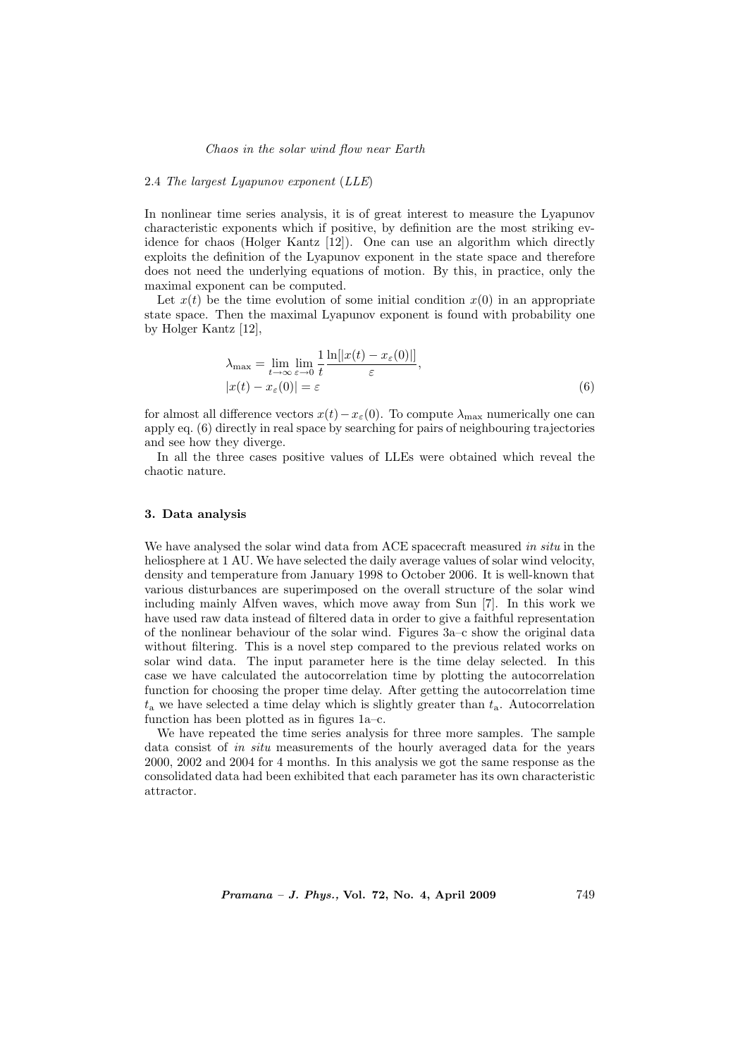### 2.4 *The largest Lyapunov exponent* (*LLE*)

In nonlinear time series analysis, it is of great interest to measure the Lyapunov characteristic exponents which if positive, by definition are the most striking evidence for chaos (Holger Kantz [12]). One can use an algorithm which directly exploits the definition of the Lyapunov exponent in the state space and therefore does not need the underlying equations of motion. By this, in practice, only the maximal exponent can be computed.

Let $x(t)$ be the time evolution of some initial condition $x(0)$ in an appropriate state space. Then the maximal Lyapunov exponent is found with probability one by Holger Kantz [12],

$$\lambda_{\max} = \lim_{t\to\infty} \lim_{\varepsilon\to 0} \frac{1}{t} \frac{\ln[|x(t) - x_{\varepsilon}(0)|]}{\varepsilon},$$
$$|x(t) - x_{\varepsilon}(0)| = \varepsilon \tag{6}$$

for almost all difference vectors $x(t) - x_{\varepsilon}(0)$. To compute $\lambda_{\max}$ numerically one can apply eq. (6) directly in real space by searching for pairs of neighbouring trajectories and see how they diverge.

In all the three cases positive values of LLEs were obtained which reveal the chaotic nature.

## 3. Data analysis

We have analysed the solar wind data from ACE spacecraft measured *in situ* in the heliosphere at 1 AU. We have selected the daily average values of solar wind velocity, density and temperature from January 1998 to October 2006. It is well-known that various disturbances are superimposed on the overall structure of the solar wind including mainly Alfven waves, which move away from Sun [7]. In this work we have used raw data instead of filtered data in order to give a faithful representation of the nonlinear behaviour of the solar wind. Figures 3a–c show the original data without filtering. This is a novel step compared to the previous related works on solar wind data. The input parameter here is the time delay selected. In this case we have calculated the autocorrelation time by plotting the autocorrelation function for choosing the proper time delay. After getting the autocorrelation time $t_{\text{a}}$ we have selected a time delay which is slightly greater than $t_{\text{a}}$. Autocorrelation function has been plotted as in figures 1a–c.

We have repeated the time series analysis for three more samples. The sample data consist of *in situ* measurements of the hourly averaged data for the years 2000, 2002 and 2004 for 4 months. In this analysis we got the same response as the consolidated data had been exhibited that each parameter has its own characteristic attractor.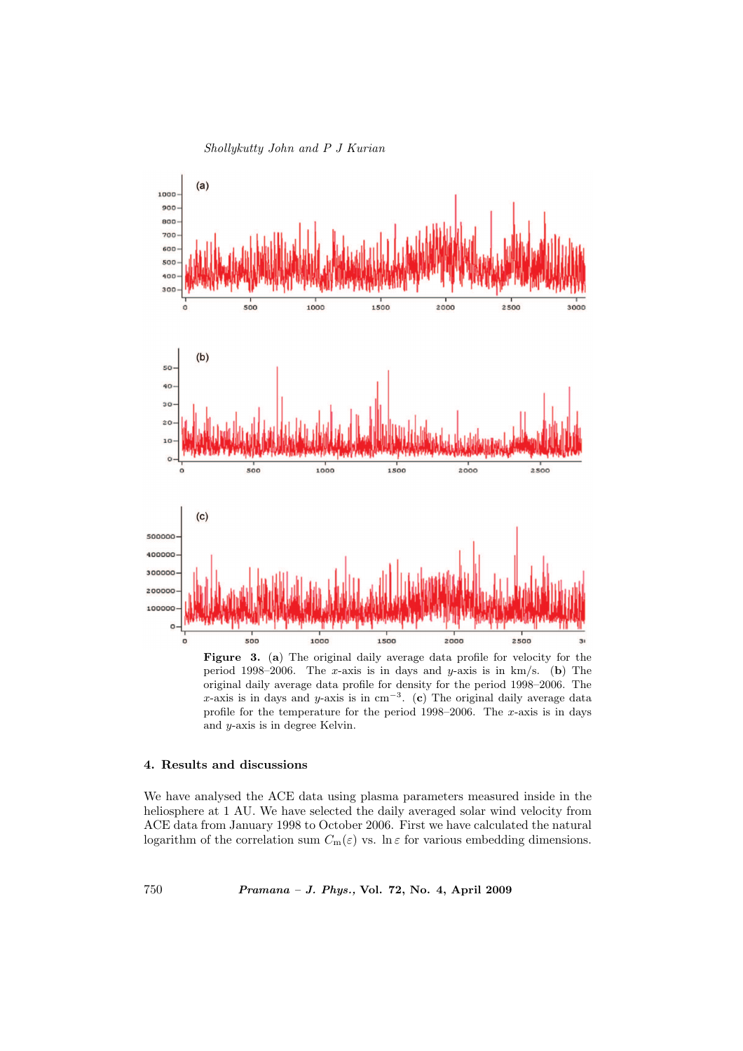**Figure 3.** (**a**) The original daily average data profile for velocity for the period 1998–2006. The $x$-axis is in days and $y$-axis is in km/s. (**b**) The original daily average data profile for density for the period 1998–2006. The $x$-axis is in days and $y$-axis is in $\mathrm{cm}^{-3}$. (**c**) The original daily average data profile for the temperature for the period 1998–2006. The $x$-axis is in days and $y$-axis is in degree Kelvin.

## 4. Results and discussions

We have analysed the ACE data using plasma parameters measured inside in the heliosphere at 1 AU. We have selected the daily averaged solar wind velocity from ACE data from January 1998 to October 2006. First we have calculated the natural logarithm of the correlation sum $C_{\mathrm{m}}(\varepsilon)$ vs. $\ln \varepsilon$ for various embedding dimensions.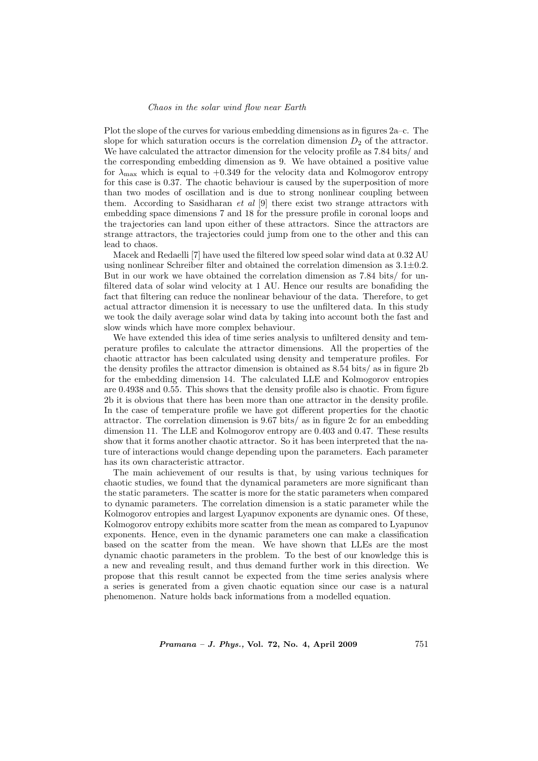Plot the slope of the curves for various embedding dimensions as in figures 2a–c. The slope for which saturation occurs is the correlation dimension $D_2$ of the attractor. We have calculated the attractor dimension for the velocity profile as 7.84 bits/ and the corresponding embedding dimension as 9. We have obtained a positive value for $\lambda_{\max}$ which is equal to +0.349 for the velocity data and Kolmogorov entropy for this case is 0.37. The chaotic behaviour is caused by the superposition of more than two modes of oscillation and is due to strong nonlinear coupling between them. According to Sasidharan *et al* [9] there exist two strange attractors with embedding space dimensions 7 and 18 for the pressure profile in coronal loops and the trajectories can land upon either of these attractors. Since the attractors are strange attractors, the trajectories could jump from one to the other and this can lead to chaos.

Macek and Redaelli [7] have used the filtered low speed solar wind data at 0.32 AU using nonlinear Schreiber filter and obtained the correlation dimension as $3.1 \pm 0.2$. But in our work we have obtained the correlation dimension as 7.84 bits/ for unfiltered data of solar wind velocity at 1 AU. Hence our results are bonafiding the fact that filtering can reduce the nonlinear behaviour of the data. Therefore, to get actual attractor dimension it is necessary to use the unfiltered data. In this study we took the daily average solar wind data by taking into account both the fast and slow winds which have more complex behaviour.

We have extended this idea of time series analysis to unfiltered density and temperature profiles to calculate the attractor dimensions. All the properties of the chaotic attractor has been calculated using density and temperature profiles. For the density profiles the attractor dimension is obtained as 8.54 bits/ as in figure 2b for the embedding dimension 14. The calculated LLE and Kolmogorov entropies are 0.4938 and 0.55. This shows that the density profile also is chaotic. From figure 2b it is obvious that there has been more than one attractor in the density profile. In the case of temperature profile we have got different properties for the chaotic attractor. The correlation dimension is 9.67 bits/ as in figure 2c for an embedding dimension 11. The LLE and Kolmogorov entropy are 0.403 and 0.47. These results show that it forms another chaotic attractor. So it has been interpreted that the nature of interactions would change depending upon the parameters. Each parameter has its own characteristic attractor.

The main achievement of our results is that, by using various techniques for chaotic studies, we found that the dynamical parameters are more significant than the static parameters. The scatter is more for the static parameters when compared to dynamic parameters. The correlation dimension is a static parameter while the Kolmogorov entropies and largest Lyapunov exponents are dynamic ones. Of these, Kolmogorov entropy exhibits more scatter from the mean as compared to Lyapunov exponents. Hence, even in the dynamic parameters one can make a classification based on the scatter from the mean. We have shown that LLEs are the most dynamic chaotic parameters in the problem. To the best of our knowledge this is a new and revealing result, and thus demand further work in this direction. We propose that this result cannot be expected from the time series analysis where a series is generated from a given chaotic equation since our case is a natural phenomenon. Nature holds back informations from a modelled equation.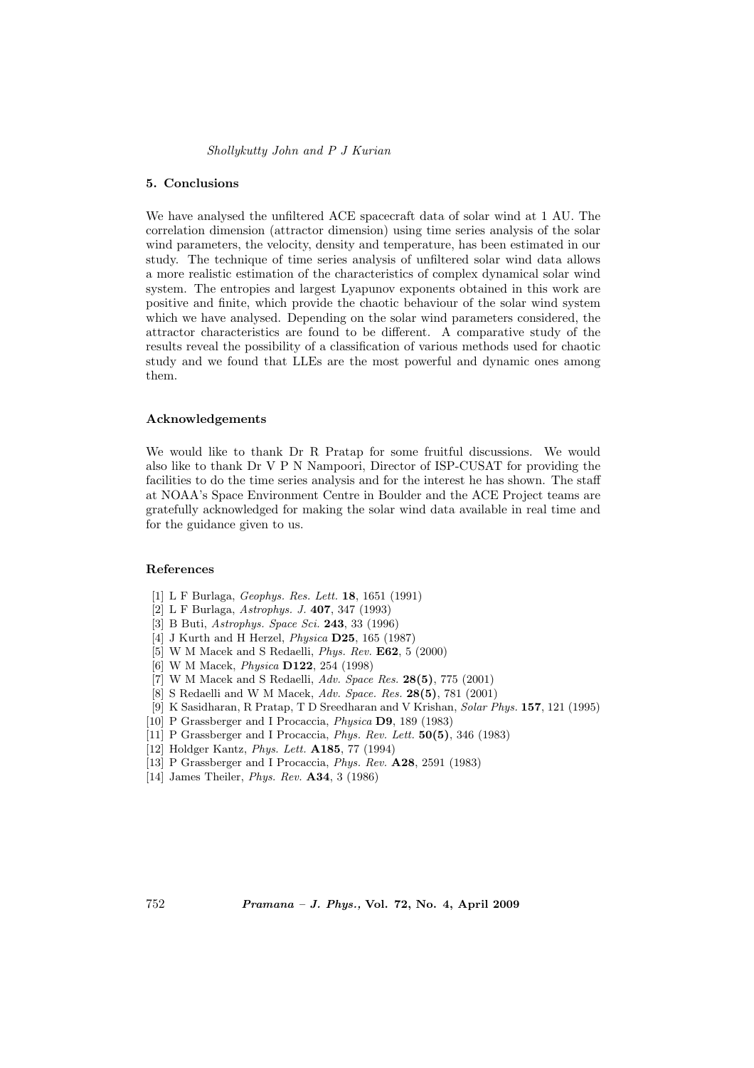## 5. Conclusions

We have analysed the unfiltered ACE spacecraft data of solar wind at 1 AU. The correlation dimension (attractor dimension) using time series analysis of the solar wind parameters, the velocity, density and temperature, has been estimated in our study. The technique of time series analysis of unfiltered solar wind data allows a more realistic estimation of the characteristics of complex dynamical solar wind system. The entropies and largest Lyapunov exponents obtained in this work are positive and finite, which provide the chaotic behaviour of the solar wind system which we have analysed. Depending on the solar wind parameters considered, the attractor characteristics are found to be different. A comparative study of the results reveal the possibility of a classification of various methods used for chaotic study and we found that LLEs are the most powerful and dynamic ones among them.

### Acknowledgements

We would like to thank Dr R Pratap for some fruitful discussions. We would also like to thank Dr V P N Nampoori, Director of ISP-CUSAT for providing the facilities to do the time series analysis and for the interest he has shown. The staff at NOAA's Space Environment Centre in Boulder and the ACE Project teams are gratefully acknowledged for making the solar wind data available in real time and for the guidance given to us.

### References

[1] L F Burlaga, *Geophys. Res. Lett.* **18**, 1651 (1991)
[2] L F Burlaga, *Astrophys. J.* **407**, 347 (1993)
[3] B Buti, *Astrophys. Space Sci.* **243**, 33 (1996)
[4] J Kurth and H Herzel, *Physica* **D25**, 165 (1987)
[5] W M Macek and S Redaelli, *Phys. Rev.* **E62**, 5 (2000)
[6] W M Macek, *Physica* **D122**, 254 (1998)
[7] W M Macek and S Redaelli, *Adv. Space Res.* **28(5)**, 775 (2001)
[8] S Redaelli and W M Macek, *Adv. Space. Res.* **28(5)**, 781 (2001)
[9] K Sasidharan, R Pratap, T D Sreedharan and V Krishan, *Solar Phys.* **157**, 121 (1995)
[10] P Grassberger and I Procaccia, *Physica* **D9**, 189 (1983)
[11] P Grassberger and I Procaccia, *Phys. Rev. Lett.* **50(5)**, 346 (1983)
[12] Holdger Kantz, *Phys. Lett.* **A185**, 77 (1994)
[13] P Grassberger and I Procaccia, *Phys. Rev.* **A28**, 2591 (1983)
[14] James Theiler, *Phys. Rev.* **A34**, 3 (1986)